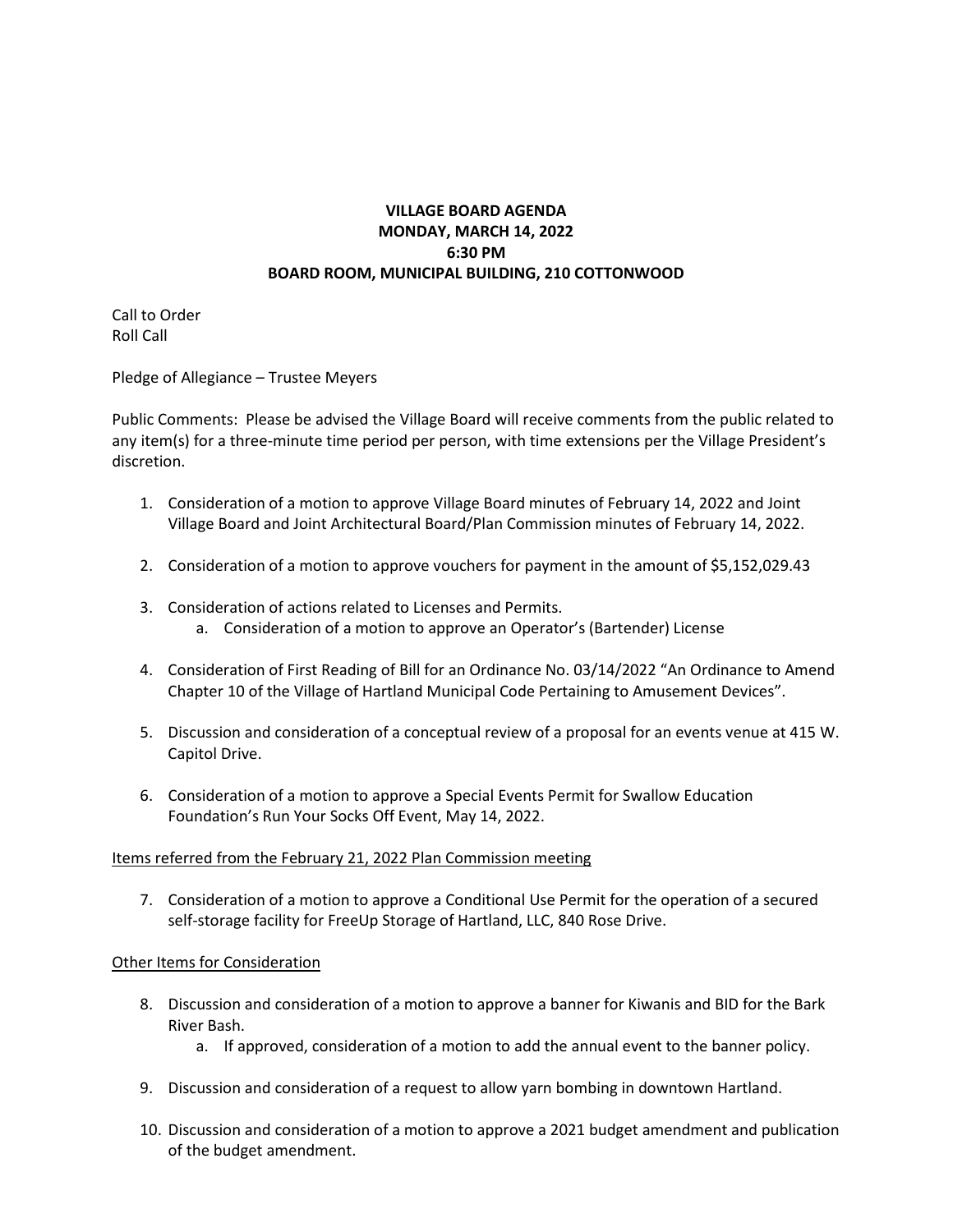**VILLAGE BOARD AGENDA**
**MONDAY, MARCH 14, 2022**
**6:30 PM**
**BOARD ROOM, MUNICIPAL BUILDING, 210 COTTONWOOD**

Call to Order
Roll Call

Pledge of Allegiance – Trustee Meyers

Public Comments: Please be advised the Village Board will receive comments from the public related to any item(s) for a three-minute time period per person, with time extensions per the Village President's discretion.

1. Consideration of a motion to approve Village Board minutes of February 14, 2022 and Joint Village Board and Joint Architectural Board/Plan Commission minutes of February 14, 2022.

2. Consideration of a motion to approve vouchers for payment in the amount of $5,152,029.43

3. Consideration of actions related to Licenses and Permits.
   a. Consideration of a motion to approve an Operator's (Bartender) License

4. Consideration of First Reading of Bill for an Ordinance No. 03/14/2022 "An Ordinance to Amend Chapter 10 of the Village of Hartland Municipal Code Pertaining to Amusement Devices".

5. Discussion and consideration of a conceptual review of a proposal for an events venue at 415 W. Capitol Drive.

6. Consideration of a motion to approve a Special Events Permit for Swallow Education Foundation's Run Your Socks Off Event, May 14, 2022.

<u>Items referred from the February 21, 2022 Plan Commission meeting</u>

7. Consideration of a motion to approve a Conditional Use Permit for the operation of a secured self-storage facility for FreeUp Storage of Hartland, LLC, 840 Rose Drive.

<u>Other Items for Consideration</u>

8. Discussion and consideration of a motion to approve a banner for Kiwanis and BID for the Bark River Bash.
   a. If approved, consideration of a motion to add the annual event to the banner policy.

9. Discussion and consideration of a request to allow yarn bombing in downtown Hartland.

10. Discussion and consideration of a motion to approve a 2021 budget amendment and publication of the budget amendment.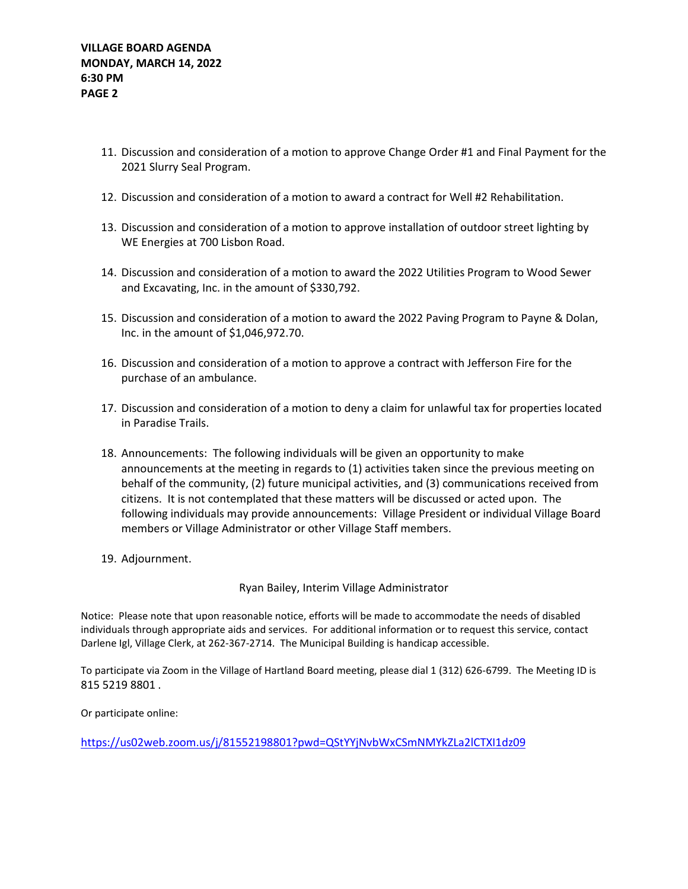11. Discussion and consideration of a motion to approve Change Order #1 and Final Payment for the 2021 Slurry Seal Program.

12. Discussion and consideration of a motion to award a contract for Well #2 Rehabilitation.

13. Discussion and consideration of a motion to approve installation of outdoor street lighting by WE Energies at 700 Lisbon Road.

14. Discussion and consideration of a motion to award the 2022 Utilities Program to Wood Sewer and Excavating, Inc. in the amount of $330,792.

15. Discussion and consideration of a motion to award the 2022 Paving Program to Payne & Dolan, Inc. in the amount of $1,046,972.70.

16. Discussion and consideration of a motion to approve a contract with Jefferson Fire for the purchase of an ambulance.

17. Discussion and consideration of a motion to deny a claim for unlawful tax for properties located in Paradise Trails.

18. Announcements: The following individuals will be given an opportunity to make announcements at the meeting in regards to (1) activities taken since the previous meeting on behalf of the community, (2) future municipal activities, and (3) communications received from citizens. It is not contemplated that these matters will be discussed or acted upon. The following individuals may provide announcements: Village President or individual Village Board members or Village Administrator or other Village Staff members.

19. Adjournment.

Ryan Bailey, Interim Village Administrator

Notice: Please note that upon reasonable notice, efforts will be made to accommodate the needs of disabled individuals through appropriate aids and services. For additional information or to request this service, contact Darlene Igl, Village Clerk, at 262-367-2714. The Municipal Building is handicap accessible.

To participate via Zoom in the Village of Hartland Board meeting, please dial 1 (312) 626-6799. The Meeting ID is 815 5219 8801 .

Or participate online:

https://us02web.zoom.us/j/81552198801?pwd=QStYYjNvbWxCSmNMYkZLa2lCTXI1dz09